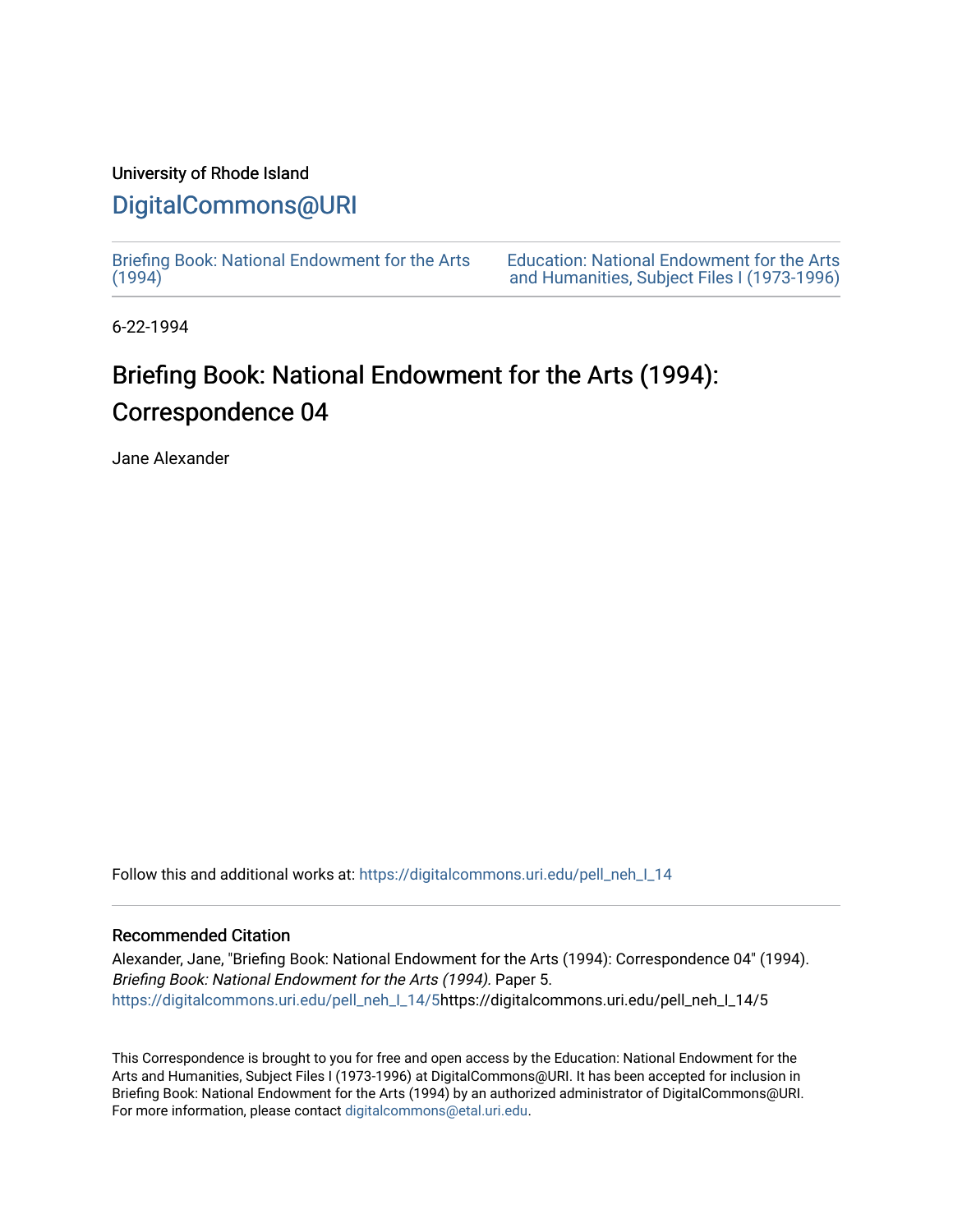University of Rhode Island

# DigitalCommons@URI

Briefing Book: National Endowment for the Arts (1994)

Education: National Endowment for the Arts and Humanities, Subject Files I (1973-1996)

6-22-1994

# Briefing Book: National Endowment for the Arts (1994): Correspondence 04

Jane Alexander

Follow this and additional works at: https://digitalcommons.uri.edu/pell_neh_I_14

## Recommended Citation

Alexander, Jane, "Briefing Book: National Endowment for the Arts (1994): Correspondence 04" (1994). *Briefing Book: National Endowment for the Arts (1994).* Paper 5.
https://digitalcommons.uri.edu/pell_neh_I_14/5https://digitalcommons.uri.edu/pell_neh_I_14/5

This Correspondence is brought to you for free and open access by the Education: National Endowment for the Arts and Humanities, Subject Files I (1973-1996) at DigitalCommons@URI. It has been accepted for inclusion in Briefing Book: National Endowment for the Arts (1994) by an authorized administrator of DigitalCommons@URI. For more information, please contact digitalcommons@etal.uri.edu.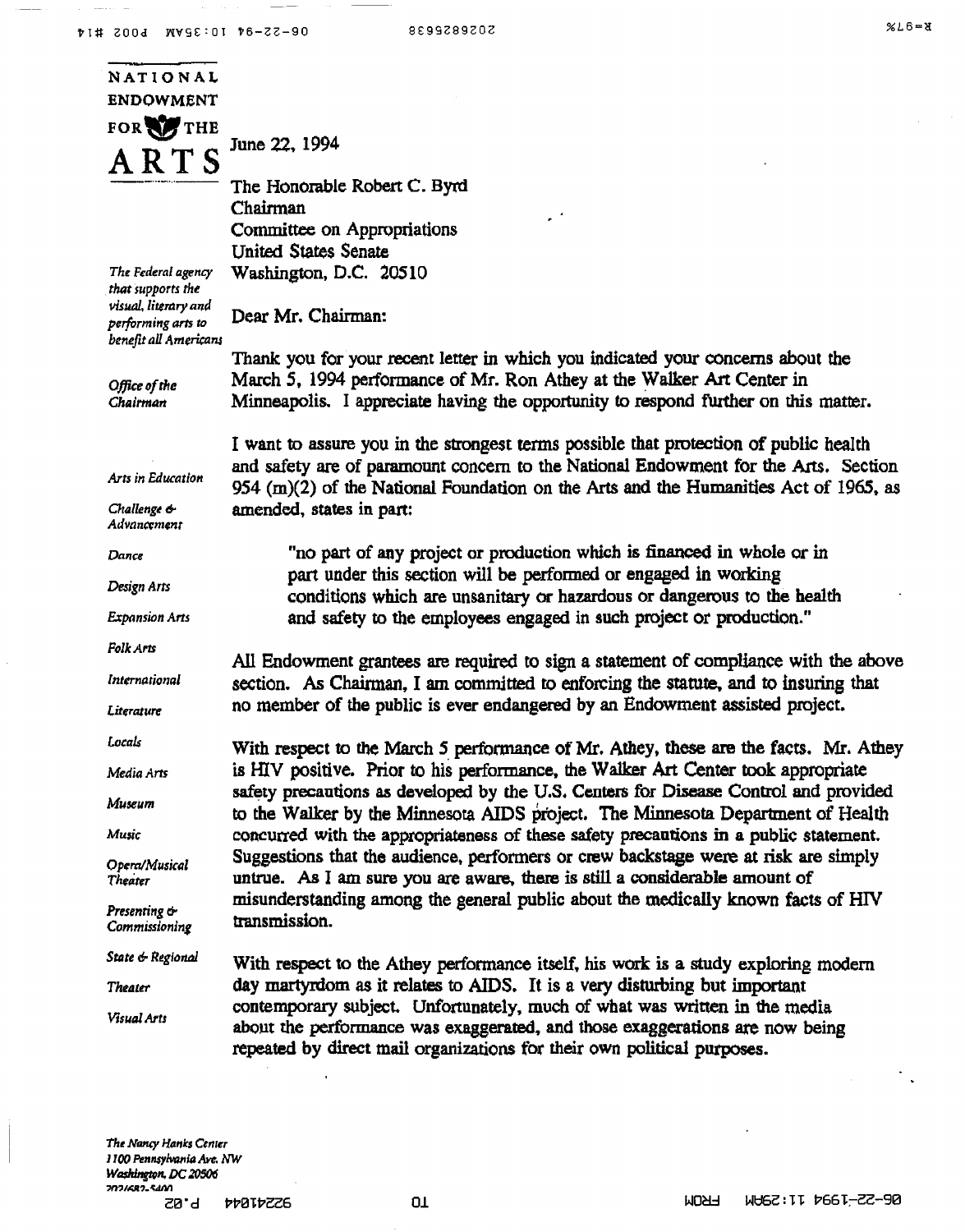NATIONAL ENDOWMENT FOR THE ARTS

*The Federal agency that supports the visual, literary and performing arts to benefit all Americans*

*Office of the Chairman*

*Arts in Education*
*Challenge & Advancement*
*Dance*
*Design Arts*
*Expansion Arts*
*Folk Arts*
*International*
*Literature*
*Locals*
*Media Arts*
*Museum*
*Music*
*Opera/Musical Theater*
*Presenting & Commissioning*
*State & Regional*
*Theater*
*Visual Arts*

June 22, 1994

The Honorable Robert C. Byrd
Chairman
Committee on Appropriations
United States Senate
Washington, D.C. 20510

Dear Mr. Chairman:

Thank you for your recent letter in which you indicated your concerns about the March 5, 1994 performance of Mr. Ron Athey at the Walker Art Center in Minneapolis. I appreciate having the opportunity to respond further on this matter.

I want to assure you in the strongest terms possible that protection of public health and safety are of paramount concern to the National Endowment for the Arts. Section 954 (m)(2) of the National Foundation on the Arts and the Humanities Act of 1965, as amended, states in part:

> "no part of any project or production which is financed in whole or in part under this section will be performed or engaged in working conditions which are unsanitary or hazardous or dangerous to the health and safety to the employees engaged in such project or production."

All Endowment grantees are required to sign a statement of compliance with the above section. As Chairman, I am committed to enforcing the statute, and to insuring that no member of the public is ever endangered by an Endowment assisted project.

With respect to the March 5 performance of Mr. Athey, these are the facts. Mr. Athey is HIV positive. Prior to his performance, the Walker Art Center took appropriate safety precautions as developed by the U.S. Centers for Disease Control and provided to the Walker by the Minnesota AIDS project. The Minnesota Department of Health concurred with the appropriateness of these safety precautions in a public statement. Suggestions that the audience, performers or crew backstage were at risk are simply untrue. As I am sure you are aware, there is still a considerable amount of misunderstanding among the general public about the medically known facts of HIV transmission.

With respect to the Athey performance itself, his work is a study exploring modern day martyrdom as it relates to AIDS. It is a very disturbing but important contemporary subject. Unfortunately, much of what was written in the media about the performance was exaggerated, and those exaggerations are now being repeated by direct mail organizations for their own political purposes.

*The Nancy Hanks Center*
*1100 Pennsylvania Ave. NW*
*Washington, DC 20506*
*202/682-5400*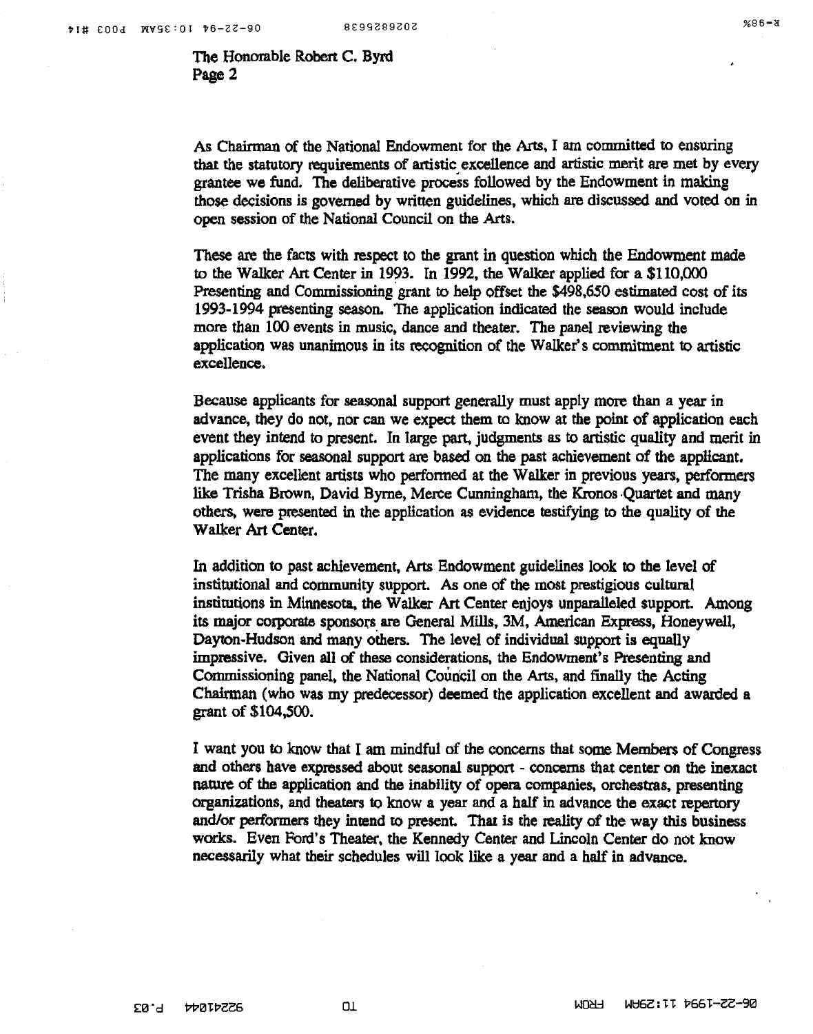The Honorable Robert C. Byrd
Page 2

As Chairman of the National Endowment for the Arts, I am committed to ensuring that the statutory requirements of artistic excellence and artistic merit are met by every grantee we fund. The deliberative process followed by the Endowment in making those decisions is governed by written guidelines, which are discussed and voted on in open session of the National Council on the Arts.

These are the facts with respect to the grant in question which the Endowment made to the Walker Art Center in 1993. In 1992, the Walker applied for a $110,000 Presenting and Commissioning grant to help offset the $498,650 estimated cost of its 1993-1994 presenting season. The application indicated the season would include more than 100 events in music, dance and theater. The panel reviewing the application was unanimous in its recognition of the Walker's commitment to artistic excellence.

Because applicants for seasonal support generally must apply more than a year in advance, they do not, nor can we expect them to know at the point of application each event they intend to present. In large part, judgments as to artistic quality and merit in applications for seasonal support are based on the past achievement of the applicant. The many excellent artists who performed at the Walker in previous years, performers like Trisha Brown, David Byrne, Merce Cunningham, the Kronos Quartet and many others, were presented in the application as evidence testifying to the quality of the Walker Art Center.

In addition to past achievement, Arts Endowment guidelines look to the level of institutional and community support. As one of the most prestigious cultural institutions in Minnesota, the Walker Art Center enjoys unparalleled support. Among its major corporate sponsors are General Mills, 3M, American Express, Honeywell, Dayton-Hudson and many others. The level of individual support is equally impressive. Given all of these considerations, the Endowment's Presenting and Commissioning panel, the National Council on the Arts, and finally the Acting Chairman (who was my predecessor) deemed the application excellent and awarded a grant of $104,500.

I want you to know that I am mindful of the concerns that some Members of Congress and others have expressed about seasonal support - concerns that center on the inexact nature of the application and the inability of opera companies, orchestras, presenting organizations, and theaters to know a year and a half in advance the exact repertory and/or performers they intend to present. That is the reality of the way this business works. Even Ford's Theater, the Kennedy Center and Lincoln Center do not know necessarily what their schedules will look like a year and a half in advance.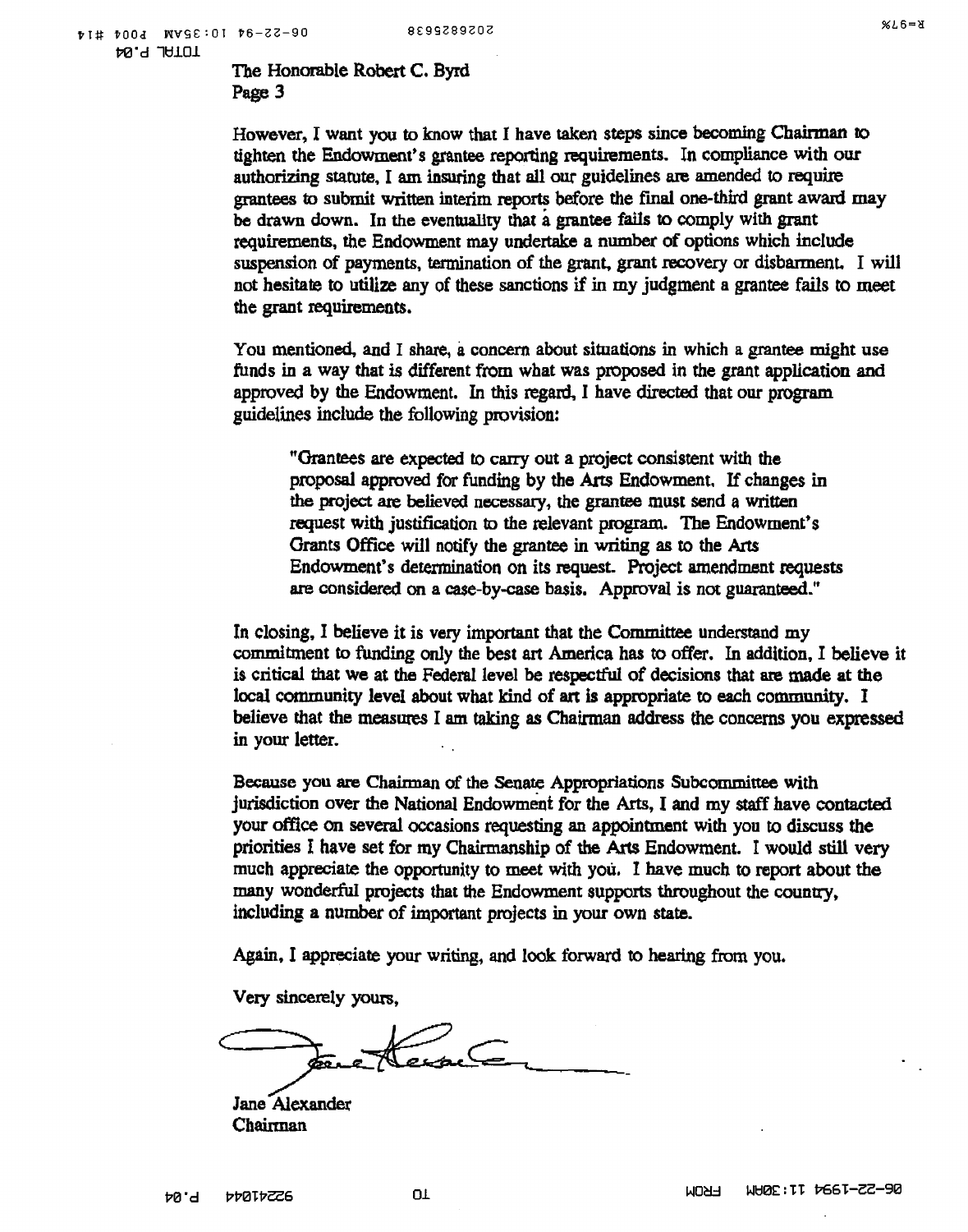The Honorable Robert C. Byrd
Page 3

However, I want you to know that I have taken steps since becoming Chairman to tighten the Endowment's grantee reporting requirements. In compliance with our authorizing statute, I am insuring that all our guidelines are amended to require grantees to submit written interim reports before the final one-third grant award may be drawn down. In the eventuality that a grantee fails to comply with grant requirements, the Endowment may undertake a number of options which include suspension of payments, termination of the grant, grant recovery or disbarment. I will not hesitate to utilize any of these sanctions if in my judgment a grantee fails to meet the grant requirements.

You mentioned, and I share, a concern about situations in which a grantee might use funds in a way that is different from what was proposed in the grant application and approved by the Endowment. In this regard, I have directed that our program guidelines include the following provision:

> "Grantees are expected to carry out a project consistent with the proposal approved for funding by the Arts Endowment. If changes in the project are believed necessary, the grantee must send a written request with justification to the relevant program. The Endowment's Grants Office will notify the grantee in writing as to the Arts Endowment's determination on its request. Project amendment requests are considered on a case-by-case basis. Approval is not guaranteed."

In closing, I believe it is very important that the Committee understand my commitment to funding only the best art America has to offer. In addition, I believe it is critical that we at the Federal level be respectful of decisions that are made at the local community level about what kind of art is appropriate to each community. I believe that the measures I am taking as Chairman address the concerns you expressed in your letter.

Because you are Chairman of the Senate Appropriations Subcommittee with jurisdiction over the National Endowment for the Arts, I and my staff have contacted your office on several occasions requesting an appointment with you to discuss the priorities I have set for my Chairmanship of the Arts Endowment. I would still very much appreciate the opportunity to meet with you. I have much to report about the many wonderful projects that the Endowment supports throughout the country, including a number of important projects in your own state.

Again, I appreciate your writing, and look forward to hearing from you.

Very sincerely yours,

Jane Alexander
Chairman